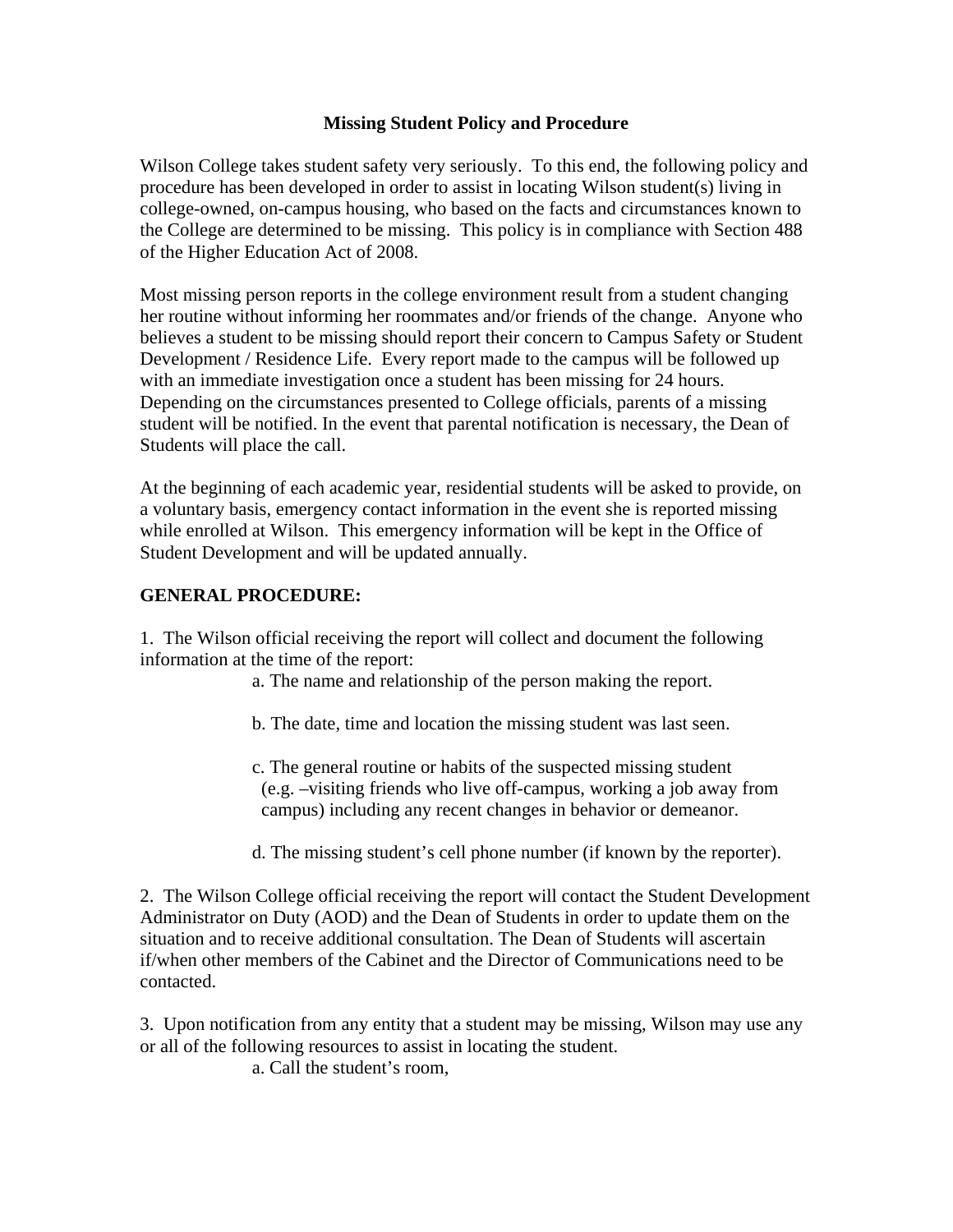# Missing Student Policy and Procedure

Wilson College takes student safety very seriously. To this end, the following policy and procedure has been developed in order to assist in locating Wilson student(s) living in college-owned, on-campus housing, who based on the facts and circumstances known to the College are determined to be missing. This policy is in compliance with Section 488 of the Higher Education Act of 2008.

Most missing person reports in the college environment result from a student changing her routine without informing her roommates and/or friends of the change. Anyone who believes a student to be missing should report their concern to Campus Safety or Student Development / Residence Life. Every report made to the campus will be followed up with an immediate investigation once a student has been missing for 24 hours. Depending on the circumstances presented to College officials, parents of a missing student will be notified. In the event that parental notification is necessary, the Dean of Students will place the call.

At the beginning of each academic year, residential students will be asked to provide, on a voluntary basis, emergency contact information in the event she is reported missing while enrolled at Wilson. This emergency information will be kept in the Office of Student Development and will be updated annually.

**GENERAL PROCEDURE:**

1. The Wilson official receiving the report will collect and document the following information at the time of the report:

   a. The name and relationship of the person making the report.

   b. The date, time and location the missing student was last seen.

   c. The general routine or habits of the suspected missing student (e.g. –visiting friends who live off-campus, working a job away from campus) including any recent changes in behavior or demeanor.

   d. The missing student's cell phone number (if known by the reporter).

2. The Wilson College official receiving the report will contact the Student Development Administrator on Duty (AOD) and the Dean of Students in order to update them on the situation and to receive additional consultation. The Dean of Students will ascertain if/when other members of the Cabinet and the Director of Communications need to be contacted.

3. Upon notification from any entity that a student may be missing, Wilson may use any or all of the following resources to assist in locating the student.

   a. Call the student's room,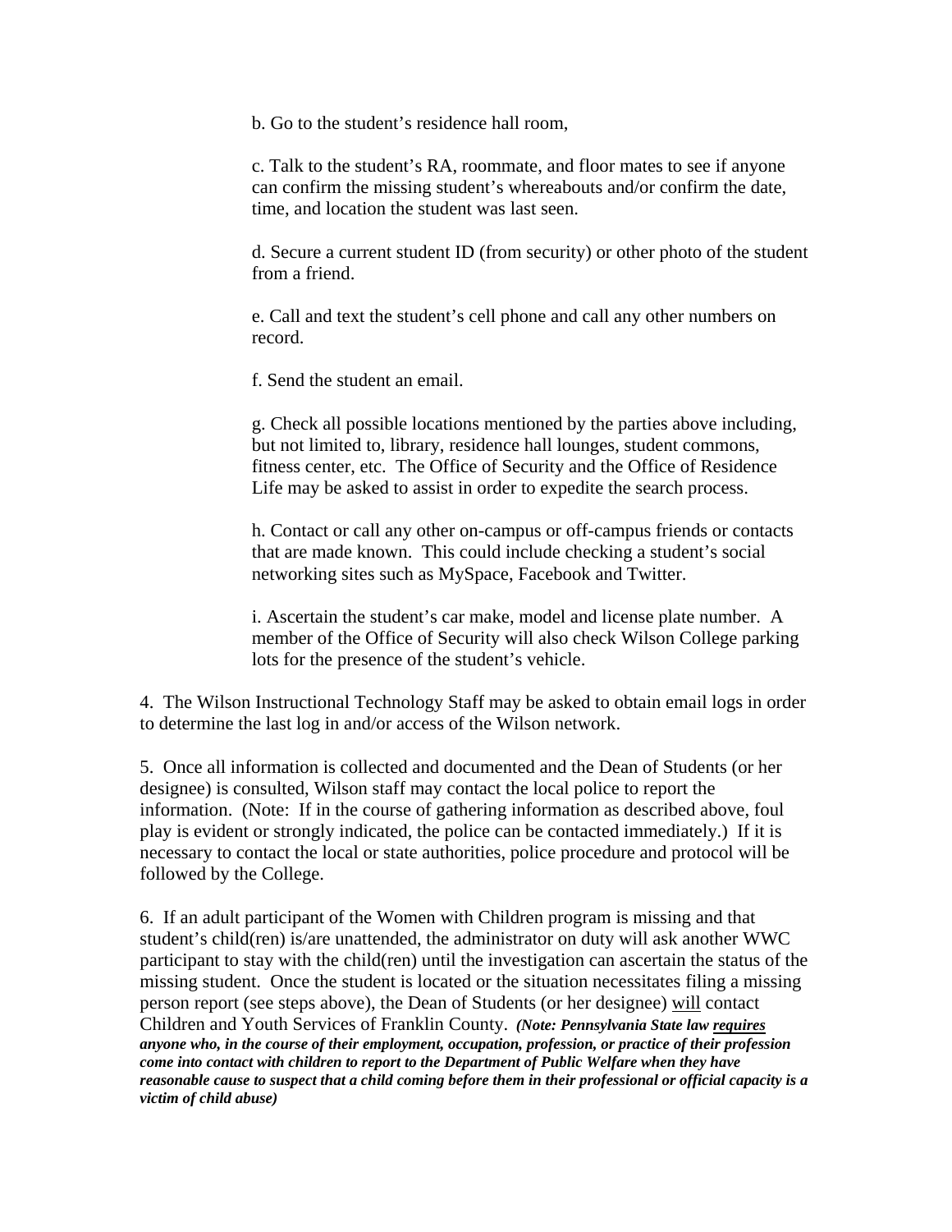b. Go to the student's residence hall room,

c. Talk to the student's RA, roommate, and floor mates to see if anyone can confirm the missing student's whereabouts and/or confirm the date, time, and location the student was last seen.

d. Secure a current student ID (from security) or other photo of the student from a friend.

e. Call and text the student's cell phone and call any other numbers on record.

f. Send the student an email.

g. Check all possible locations mentioned by the parties above including, but not limited to, library, residence hall lounges, student commons, fitness center, etc. The Office of Security and the Office of Residence Life may be asked to assist in order to expedite the search process.

h. Contact or call any other on-campus or off-campus friends or contacts that are made known. This could include checking a student's social networking sites such as MySpace, Facebook and Twitter.

i. Ascertain the student's car make, model and license plate number. A member of the Office of Security will also check Wilson College parking lots for the presence of the student's vehicle.

4. The Wilson Instructional Technology Staff may be asked to obtain email logs in order to determine the last log in and/or access of the Wilson network.

5. Once all information is collected and documented and the Dean of Students (or her designee) is consulted, Wilson staff may contact the local police to report the information. (Note: If in the course of gathering information as described above, foul play is evident or strongly indicated, the police can be contacted immediately.) If it is necessary to contact the local or state authorities, police procedure and protocol will be followed by the College.

6. If an adult participant of the Women with Children program is missing and that student's child(ren) is/are unattended, the administrator on duty will ask another WWC participant to stay with the child(ren) until the investigation can ascertain the status of the missing student. Once the student is located or the situation necessitates filing a missing person report (see steps above), the Dean of Students (or her designee) <u>will</u> contact Children and Youth Services of Franklin County. ***(Note: Pennsylvania State law <u>requires</u> anyone who, in the course of their employment, occupation, profession, or practice of their profession come into contact with children to report to the Department of Public Welfare when they have reasonable cause to suspect that a child coming before them in their professional or official capacity is a victim of child abuse)***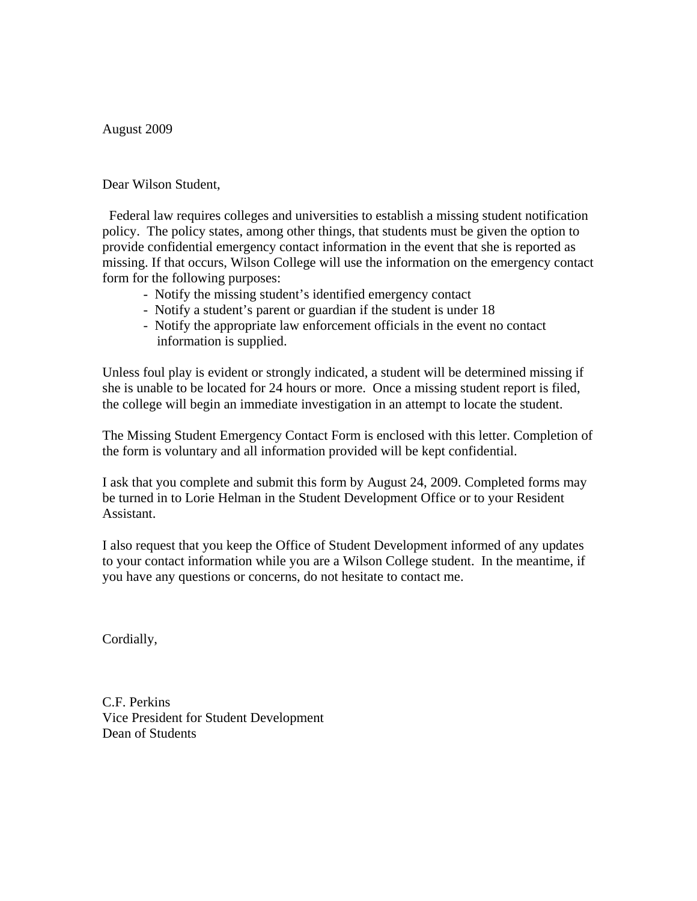August 2009

Dear Wilson Student,

Federal law requires colleges and universities to establish a missing student notification policy. The policy states, among other things, that students must be given the option to provide confidential emergency contact information in the event that she is reported as missing. If that occurs, Wilson College will use the information on the emergency contact form for the following purposes:

- Notify the missing student's identified emergency contact
- Notify a student's parent or guardian if the student is under 18
- Notify the appropriate law enforcement officials in the event no contact information is supplied.

Unless foul play is evident or strongly indicated, a student will be determined missing if she is unable to be located for 24 hours or more. Once a missing student report is filed, the college will begin an immediate investigation in an attempt to locate the student.

The Missing Student Emergency Contact Form is enclosed with this letter. Completion of the form is voluntary and all information provided will be kept confidential.

I ask that you complete and submit this form by August 24, 2009. Completed forms may be turned in to Lorie Helman in the Student Development Office or to your Resident Assistant.

I also request that you keep the Office of Student Development informed of any updates to your contact information while you are a Wilson College student. In the meantime, if you have any questions or concerns, do not hesitate to contact me.

Cordially,

C.F. Perkins
Vice President for Student Development
Dean of Students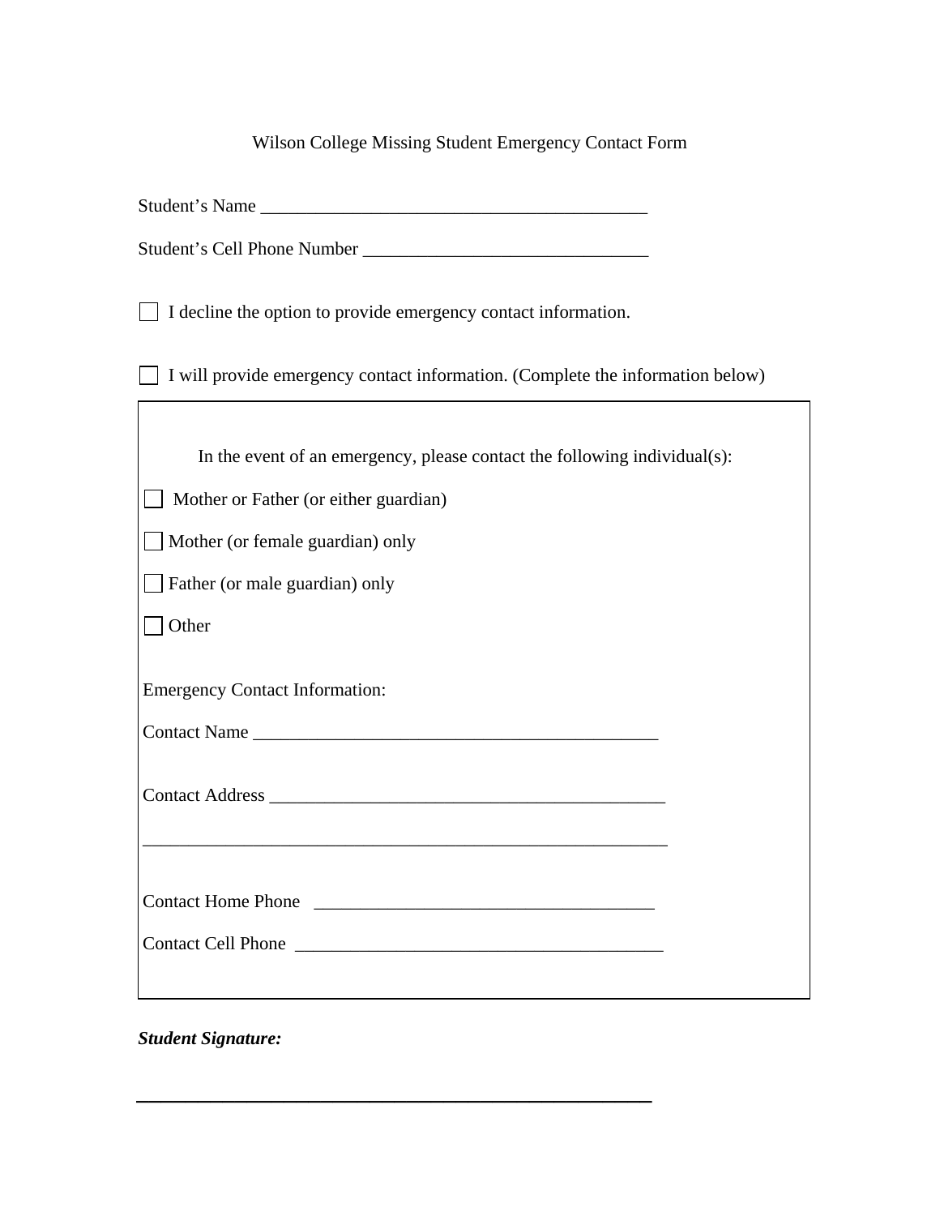# Wilson College Missing Student Emergency Contact Form

Student's Name ___________________________________________

Student's Cell Phone Number ________________________________

☐ I decline the option to provide emergency contact information.

☐ I will provide emergency contact information. (Complete the information below)

In the event of an emergency, please contact the following individual(s):

☐ Mother or Father (or either guardian)

☐ Mother (or female guardian) only

☐ Father (or male guardian) only

☐ Other

Emergency Contact Information:

Contact Name ______________________________________________

Contact Address ____________________________________________

___________________________________________________________

Contact Home Phone ______________________________________

Contact Cell Phone _________________________________________

***Student Signature:***

___________________________________________________________